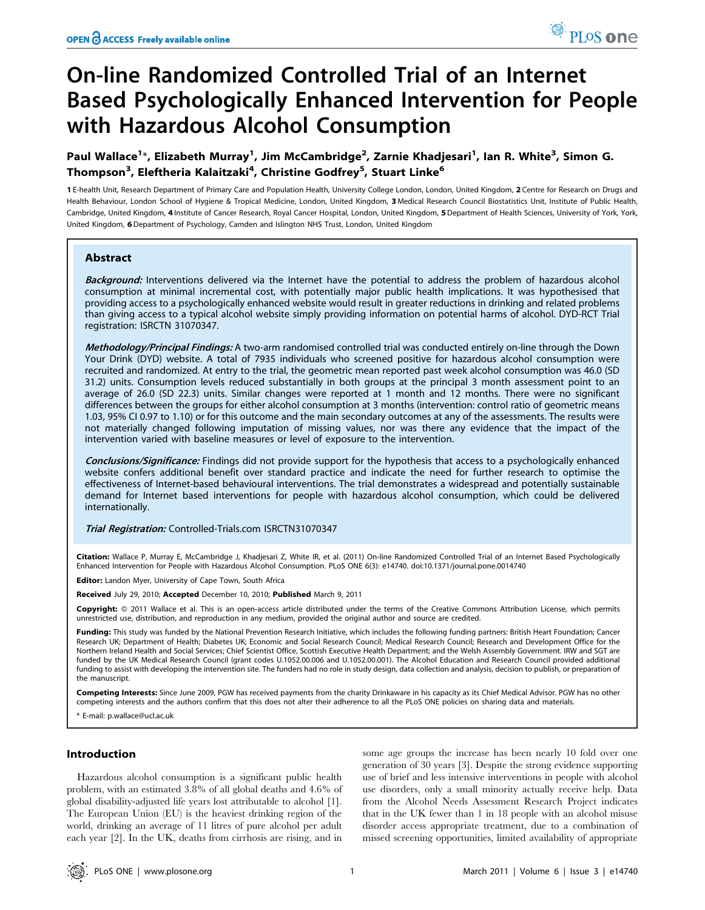# On-line Randomized Controlled Trial of an Internet Based Psychologically Enhanced Intervention for People with Hazardous Alcohol Consumption

**Paul Wallace[1]\*, Elizabeth Murray[1], Jim McCambridge[2], Zarnie Khadjesari[1], Ian R. White[3], Simon G. Thompson[3], Eleftheria Kalaitzaki[4], Christine Godfrey[5], Stuart Linke[6]**

1 E-health Unit, Research Department of Primary Care and Population Health, University College London, London, United Kingdom, 2 Centre for Research on Drugs and Health Behaviour, London School of Hygiene & Tropical Medicine, London, United Kingdom, 3 Medical Research Council Biostatistics Unit, Institute of Public Health, Cambridge, United Kingdom, 4 Institute of Cancer Research, Royal Cancer Hospital, London, United Kingdom, 5 Department of Health Sciences, University of York, York, United Kingdom, 6 Department of Psychology, Camden and Islington NHS Trust, London, United Kingdom

## Abstract

***Background:*** Interventions delivered via the Internet have the potential to address the problem of hazardous alcohol consumption at minimal incremental cost, with potentially major public health implications. It was hypothesised that providing access to a psychologically enhanced website would result in greater reductions in drinking and related problems than giving access to a typical alcohol website simply providing information on potential harms of alcohol. DYD-RCT Trial registration: ISRCTN 31070347.

***Methodology/Principal Findings:*** A two-arm randomised controlled trial was conducted entirely on-line through the Down Your Drink (DYD) website. A total of 7935 individuals who screened positive for hazardous alcohol consumption were recruited and randomized. At entry to the trial, the geometric mean reported past week alcohol consumption was 46.0 (SD 31.2) units. Consumption levels reduced substantially in both groups at the principal 3 month assessment point to an average of 26.0 (SD 22.3) units. Similar changes were reported at 1 month and 12 months. There were no significant differences between the groups for either alcohol consumption at 3 months (intervention: control ratio of geometric means 1.03, 95% CI 0.97 to 1.10) or for this outcome and the main secondary outcomes at any of the assessments. The results were not materially changed following imputation of missing values, nor was there any evidence that the impact of the intervention varied with baseline measures or level of exposure to the intervention.

***Conclusions/Significance:*** Findings did not provide support for the hypothesis that access to a psychologically enhanced website confers additional benefit over standard practice and indicate the need for further research to optimise the effectiveness of Internet-based behavioural interventions. The trial demonstrates a widespread and potentially sustainable demand for Internet based interventions for people with hazardous alcohol consumption, which could be delivered internationally.

***Trial Registration:*** Controlled-Trials.com ISRCTN31070347

**Citation:** Wallace P, Murray E, McCambridge J, Khadjesari Z, White IR, et al. (2011) On-line Randomized Controlled Trial of an Internet Based Psychologically Enhanced Intervention for People with Hazardous Alcohol Consumption. PLoS ONE 6(3): e14740. doi:10.1371/journal.pone.0014740

**Editor:** Landon Myer, University of Cape Town, South Africa

**Received** July 29, 2010; **Accepted** December 10, 2010; **Published** March 9, 2011

**Copyright:** © 2011 Wallace et al. This is an open-access article distributed under the terms of the Creative Commons Attribution License, which permits unrestricted use, distribution, and reproduction in any medium, provided the original author and source are credited.

**Funding:** This study was funded by the National Prevention Research Initiative, which includes the following funding partners: British Heart Foundation; Cancer Research UK; Department of Health; Diabetes UK; Economic and Social Research Council; Medical Research Council; Research and Development Office for the Northern Ireland Health and Social Services; Chief Scientist Office, Scottish Executive Health Department; and the Welsh Assembly Government. IRW and SGT are funded by the UK Medical Research Council (grant codes U.1052.00.006 and U.1052.00.001). The Alcohol Education and Research Council provided additional funding to assist with developing the intervention site. The funders had no role in study design, data collection and analysis, decision to publish, or preparation of the manuscript.

**Competing Interests:** Since June 2009, PGW has received payments from the charity Drinkaware in his capacity as its Chief Medical Advisor. PGW has no other competing interests and the authors confirm that this does not alter their adherence to all the PLoS ONE policies on sharing data and materials.

\* E-mail: p.wallace@ucl.ac.uk

## Introduction

Hazardous alcohol consumption is a significant public health problem, with an estimated 3.8% of all global deaths and 4.6% of global disability-adjusted life years lost attributable to alcohol [1]. The European Union (EU) is the heaviest drinking region of the world, drinking an average of 11 litres of pure alcohol per adult each year [2]. In the UK, deaths from cirrhosis are rising, and in some age groups the increase has been nearly 10 fold over one generation of 30 years [3]. Despite the strong evidence supporting use of brief and less intensive interventions in people with alcohol use disorders, only a small minority actually receive help. Data from the Alcohol Needs Assessment Research Project indicates that in the UK fewer than 1 in 18 people with an alcohol misuse disorder access appropriate treatment, due to a combination of missed screening opportunities, limited availability of appropriate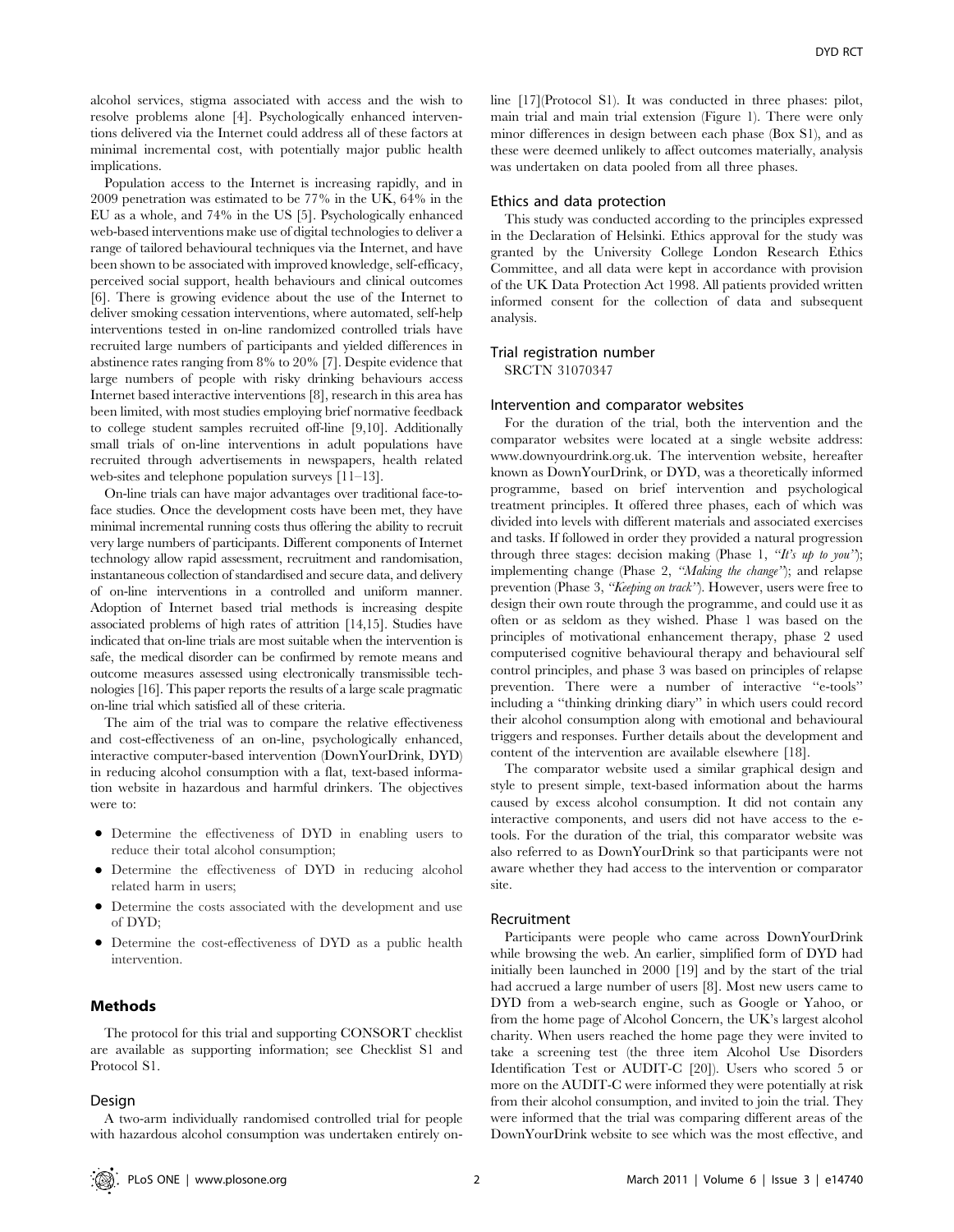alcohol services, stigma associated with access and the wish to resolve problems alone [4]. Psychologically enhanced interventions delivered via the Internet could address all of these factors at minimal incremental cost, with potentially major public health implications.

Population access to the Internet is increasing rapidly, and in 2009 penetration was estimated to be 77% in the UK, 64% in the EU as a whole, and 74% in the US [5]. Psychologically enhanced web-based interventions make use of digital technologies to deliver a range of tailored behavioural techniques via the Internet, and have been shown to be associated with improved knowledge, self-efficacy, perceived social support, health behaviours and clinical outcomes [6]. There is growing evidence about the use of the Internet to deliver smoking cessation interventions, where automated, self-help interventions tested in on-line randomized controlled trials have recruited large numbers of participants and yielded differences in abstinence rates ranging from 8% to 20% [7]. Despite evidence that large numbers of people with risky drinking behaviours access Internet based interactive interventions [8], research in this area has been limited, with most studies employing brief normative feedback to college student samples recruited off-line [9,10]. Additionally small trials of on-line interventions in adult populations have recruited through advertisements in newspapers, health related web-sites and telephone population surveys [11–13].

On-line trials can have major advantages over traditional face-to-face studies. Once the development costs have been met, they have minimal incremental running costs thus offering the ability to recruit very large numbers of participants. Different components of Internet technology allow rapid assessment, recruitment and randomisation, instantaneous collection of standardised and secure data, and delivery of on-line interventions in a controlled and uniform manner. Adoption of Internet based trial methods is increasing despite associated problems of high rates of attrition [14,15]. Studies have indicated that on-line trials are most suitable when the intervention is safe, the medical disorder can be confirmed by remote means and outcome measures assessed using electronically transmissible technologies [16]. This paper reports the results of a large scale pragmatic on-line trial which satisfied all of these criteria.

The aim of the trial was to compare the relative effectiveness and cost-effectiveness of an on-line, psychologically enhanced, interactive computer-based intervention (DownYourDrink, DYD) in reducing alcohol consumption with a flat, text-based information website in hazardous and harmful drinkers. The objectives were to:

- Determine the effectiveness of DYD in enabling users to reduce their total alcohol consumption;
- Determine the effectiveness of DYD in reducing alcohol related harm in users;
- Determine the costs associated with the development and use of DYD;
- Determine the cost-effectiveness of DYD as a public health intervention.

## Methods

The protocol for this trial and supporting CONSORT checklist are available as supporting information; see Checklist S1 and Protocol S1.

### Design

A two-arm individually randomised controlled trial for people with hazardous alcohol consumption was undertaken entirely on-line [17](Protocol S1). It was conducted in three phases: pilot, main trial and main trial extension (Figure 1). There were only minor differences in design between each phase (Box S1), and as these were deemed unlikely to affect outcomes materially, analysis was undertaken on data pooled from all three phases.

### Ethics and data protection

This study was conducted according to the principles expressed in the Declaration of Helsinki. Ethics approval for the study was granted by the University College London Research Ethics Committee, and all data were kept in accordance with provision of the UK Data Protection Act 1998. All patients provided written informed consent for the collection of data and subsequent analysis.

### Trial registration number

SRCTN 31070347

### Intervention and comparator websites

For the duration of the trial, both the intervention and the comparator websites were located at a single website address: www.downyourdrink.org.uk. The intervention website, hereafter known as DownYourDrink, or DYD, was a theoretically informed programme, based on brief intervention and psychological treatment principles. It offered three phases, each of which was divided into levels with different materials and associated exercises and tasks. If followed in order they provided a natural progression through three stages: decision making (Phase 1, *"It's up to you"*); implementing change (Phase 2, *"Making the change"*); and relapse prevention (Phase 3, *"Keeping on track"*). However, users were free to design their own route through the programme, and could use it as often or as seldom as they wished. Phase 1 was based on the principles of motivational enhancement therapy, phase 2 used computerised cognitive behavioural therapy and behavioural self control principles, and phase 3 was based on principles of relapse prevention. There were a number of interactive "e-tools" including a "thinking drinking diary" in which users could record their alcohol consumption along with emotional and behavioural triggers and responses. Further details about the development and content of the intervention are available elsewhere [18].

The comparator website used a similar graphical design and style to present simple, text-based information about the harms caused by excess alcohol consumption. It did not contain any interactive components, and users did not have access to the e-tools. For the duration of the trial, this comparator website was also referred to as DownYourDrink so that participants were not aware whether they had access to the intervention or comparator site.

### Recruitment

Participants were people who came across DownYourDrink while browsing the web. An earlier, simplified form of DYD had initially been launched in 2000 [19] and by the start of the trial had accrued a large number of users [8]. Most new users came to DYD from a web-search engine, such as Google or Yahoo, or from the home page of Alcohol Concern, the UK's largest alcohol charity. When users reached the home page they were invited to take a screening test (the three item Alcohol Use Disorders Identification Test or AUDIT-C [20]). Users who scored 5 or more on the AUDIT-C were informed they were potentially at risk from their alcohol consumption, and invited to join the trial. They were informed that the trial was comparing different areas of the DownYourDrink website to see which was the most effective, and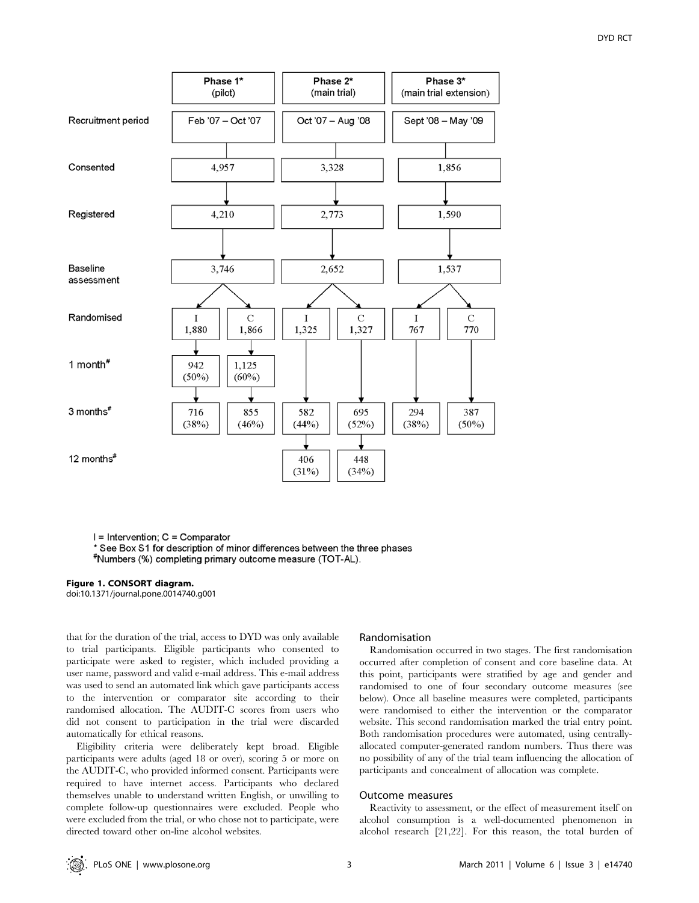| | Phase 1* (pilot) | | Phase 2* (main trial) | | Phase 3* (main trial extension) | |
|---|---|---|---|---|---|---|
| Recruitment period | Feb '07 – Oct '07 | | Oct '07 – Aug '08 | | Sept '08 – May '09 | |
| Consented | 4,957 | | 3,328 | | 1,856 | |
| Registered | 4,210 | | 2,773 | | 1,590 | |
| Baseline assessment | 3,746 | | 2,652 | | 1,537 | |
| Randomised | I 1,880 | C 1,866 | I 1,325 | C 1,327 | I 767 | C 770 |
| 1 month[#] | 942 (50%) | 1,125 (60%) | | | | |
| 3 months[#] | 716 (38%) | 855 (46%) | 582 (44%) | 695 (52%) | 294 (38%) | 387 (50%) |
| 12 months[#] | | | 406 (31%) | 448 (34%) | | |

I = Intervention; C = Comparator
\* See Box S1 for description of minor differences between the three phases
[#]Numbers (%) completing primary outcome measure (TOT-AL).

**Figure 1. CONSORT diagram.**
doi:10.1371/journal.pone.0014740.g001

that for the duration of the trial, access to DYD was only available to trial participants. Eligible participants who consented to participate were asked to register, which included providing a user name, password and valid e-mail address. This e-mail address was used to send an automated link which gave participants access to the intervention or comparator site according to their randomised allocation. The AUDIT-C scores from users who did not consent to participation in the trial were discarded automatically for ethical reasons.

Eligibility criteria were deliberately kept broad. Eligible participants were adults (aged 18 or over), scoring 5 or more on the AUDIT-C, who provided informed consent. Participants were required to have internet access. Participants who declared themselves unable to understand written English, or unwilling to complete follow-up questionnaires were excluded. People who were excluded from the trial, or who chose not to participate, were directed toward other on-line alcohol websites.

## Randomisation

Randomisation occurred in two stages. The first randomisation occurred after completion of consent and core baseline data. At this point, participants were stratified by age and gender and randomised to one of four secondary outcome measures (see below). Once all baseline measures were completed, participants were randomised to either the intervention or the comparator website. This second randomisation marked the trial entry point. Both randomisation procedures were automated, using centrally-allocated computer-generated random numbers. Thus there was no possibility of any of the trial team influencing the allocation of participants and concealment of allocation was complete.

## Outcome measures

Reactivity to assessment, or the effect of measurement itself on alcohol consumption is a well-documented phenomenon in alcohol research [21,22]. For this reason, the total burden of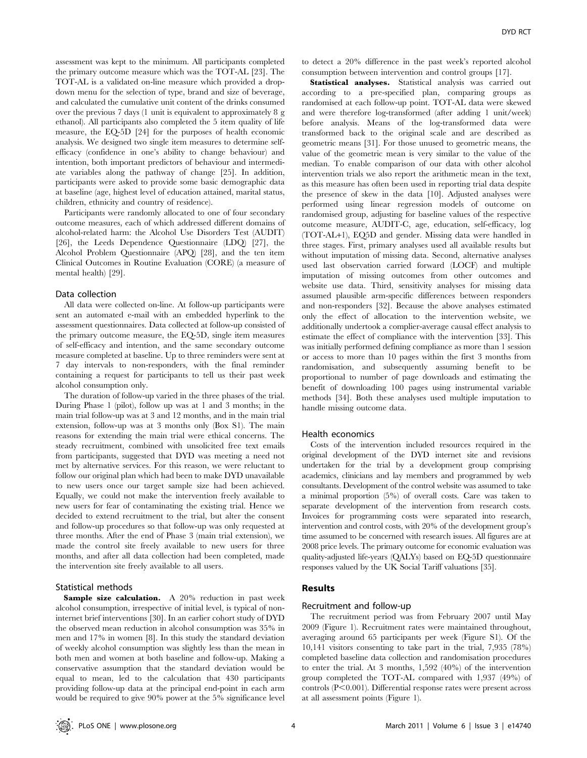assessment was kept to the minimum. All participants completed the primary outcome measure which was the TOT-AL [23]. The TOT-AL is a validated on-line measure which provided a drop-down menu for the selection of type, brand and size of beverage, and calculated the cumulative unit content of the drinks consumed over the previous 7 days (1 unit is equivalent to approximately 8 g ethanol). All participants also completed the 5 item quality of life measure, the EQ-5D [24] for the purposes of health economic analysis. We designed two single item measures to determine self-efficacy (confidence in one's ability to change behaviour) and intention, both important predictors of behaviour and intermediate variables along the pathway of change [25]. In addition, participants were asked to provide some basic demographic data at baseline (age, highest level of education attained, marital status, children, ethnicity and country of residence).

Participants were randomly allocated to one of four secondary outcome measures, each of which addressed different domains of alcohol-related harm: the Alcohol Use Disorders Test (AUDIT) [26], the Leeds Dependence Questionnaire (LDQ) [27], the Alcohol Problem Questionnaire (APQ) [28], and the ten item Clinical Outcomes in Routine Evaluation (CORE) (a measure of mental health) [29].

### Data collection

All data were collected on-line. At follow-up participants were sent an automated e-mail with an embedded hyperlink to the assessment questionnaires. Data collected at follow-up consisted of the primary outcome measure, the EQ-5D, single item measures of self-efficacy and intention, and the same secondary outcome measure completed at baseline. Up to three reminders were sent at 7 day intervals to non-responders, with the final reminder containing a request for participants to tell us their past week alcohol consumption only.

The duration of follow-up varied in the three phases of the trial. During Phase 1 (pilot), follow up was at 1 and 3 months; in the main trial follow-up was at 3 and 12 months, and in the main trial extension, follow-up was at 3 months only (Box S1). The main reasons for extending the main trial were ethical concerns. The steady recruitment, combined with unsolicited free text emails from participants, suggested that DYD was meeting a need not met by alternative services. For this reason, we were reluctant to follow our original plan which had been to make DYD unavailable to new users once our target sample size had been achieved. Equally, we could not make the intervention freely available to new users for fear of contaminating the existing trial. Hence we decided to extend recruitment to the trial, but alter the consent and follow-up procedures so that follow-up was only requested at three months. After the end of Phase 3 (main trial extension), we made the control site freely available to new users for three months, and after all data collection had been completed, made the intervention site freely available to all users.

### Statistical methods

**Sample size calculation.** A 20% reduction in past week alcohol consumption, irrespective of initial level, is typical of non-internet brief interventions [30]. In an earlier cohort study of DYD the observed mean reduction in alcohol consumption was 35% in men and 17% in women [8]. In this study the standard deviation of weekly alcohol consumption was slightly less than the mean in both men and women at both baseline and follow-up. Making a conservative assumption that the standard deviation would be equal to mean, led to the calculation that 430 participants providing follow-up data at the principal end-point in each arm would be required to give 90% power at the 5% significance level to detect a 20% difference in the past week's reported alcohol consumption between intervention and control groups [17].

**Statistical analyses.** Statistical analysis was carried out according to a pre-specified plan, comparing groups as randomised at each follow-up point. TOT-AL data were skewed and were therefore log-transformed (after adding 1 unit/week) before analysis. Means of the log-transformed data were transformed back to the original scale and are described as geometric means [31]. For those unused to geometric means, the value of the geometric mean is very similar to the value of the median. To enable comparison of our data with other alcohol intervention trials we also report the arithmetic mean in the text, as this measure has often been used in reporting trial data despite the presence of skew in the data [10]. Adjusted analyses were performed using linear regression models of outcome on randomised group, adjusting for baseline values of the respective outcome measure, AUDIT-C, age, education, self-efficacy, log (TOT-AL+1), EQ5D and gender. Missing data were handled in three stages. First, primary analyses used all available results but without imputation of missing data. Second, alternative analyses used last observation carried forward (LOCF) and multiple imputation of missing outcomes from other outcomes and website use data. Third, sensitivity analyses for missing data assumed plausible arm-specific differences between responders and non-responders [32]. Because the above analyses estimated only the effect of allocation to the intervention website, we additionally undertook a complier-average causal effect analysis to estimate the effect of compliance with the intervention [33]. This was initially performed defining compliance as more than 1 session or access to more than 10 pages within the first 3 months from randomisation, and subsequently assuming benefit to be proportional to number of page downloads and estimating the benefit of downloading 100 pages using instrumental variable methods [34]. Both these analyses used multiple imputation to handle missing outcome data.

### Health economics

Costs of the intervention included resources required in the original development of the DYD internet site and revisions undertaken for the trial by a development group comprising academics, clinicians and lay members and programmed by web consultants. Development of the control website was assumed to take a minimal proportion (5%) of overall costs. Care was taken to separate development of the intervention from research costs. Invoices for programming costs were separated into research, intervention and control costs, with 20% of the development group's time assumed to be concerned with research issues. All figures are at 2008 price levels. The primary outcome for economic evaluation was quality-adjusted life-years (QALYs) based on EQ-5D questionnaire responses valued by the UK Social Tariff valuations [35].

## Results

### Recruitment and follow-up

The recruitment period was from February 2007 until May 2009 (Figure 1). Recruitment rates were maintained throughout, averaging around 65 participants per week (Figure S1). Of the 10,141 visitors consenting to take part in the trial, 7,935 (78%) completed baseline data collection and randomisation procedures to enter the trial. At 3 months, 1,592 (40%) of the intervention group completed the TOT-AL compared with 1,937 (49%) of controls ($P<0.001$). Differential response rates were present across at all assessment points (Figure 1).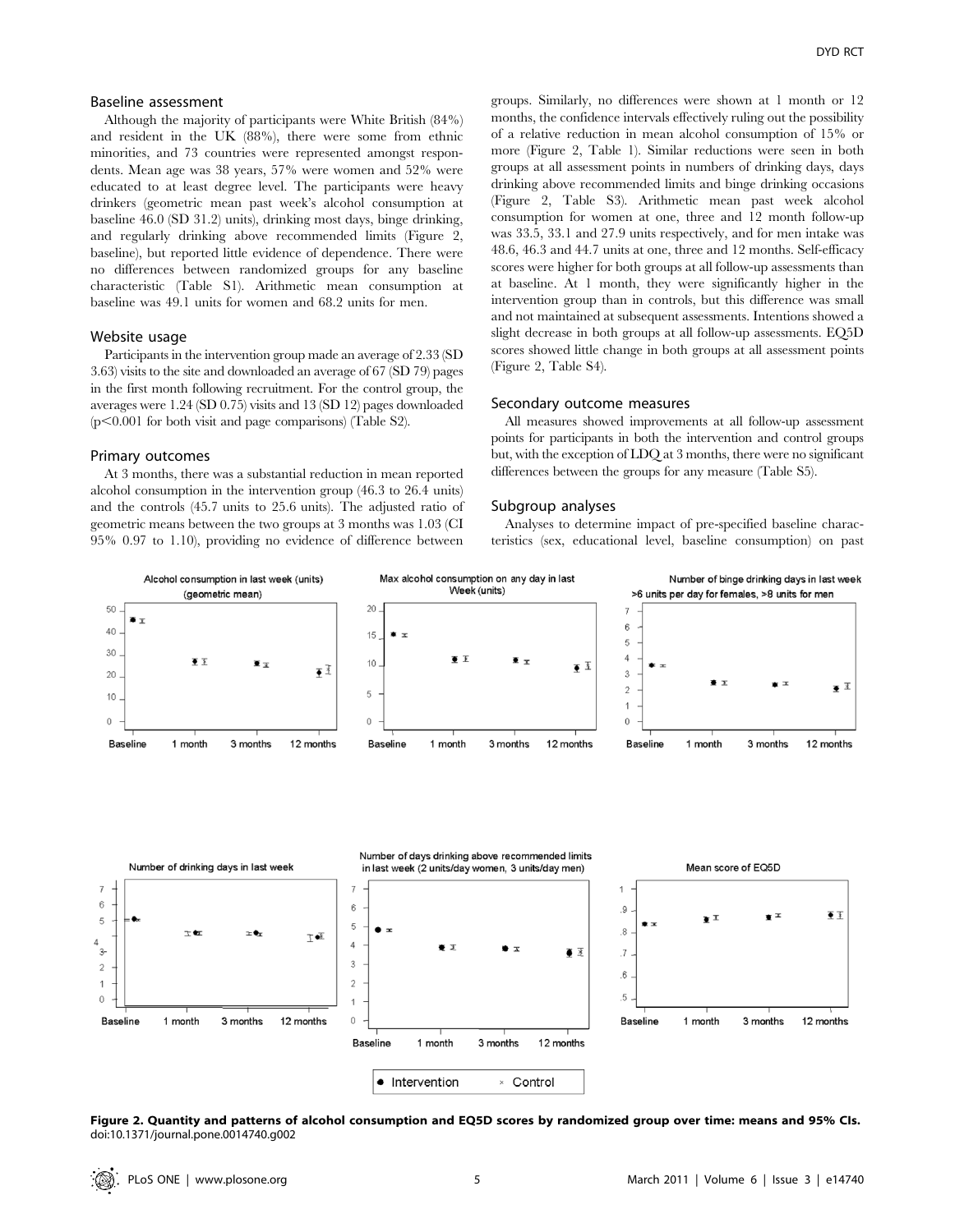### Baseline assessment

Although the majority of participants were White British (84%) and resident in the UK (88%), there were some from ethnic minorities, and 73 countries were represented amongst respondents. Mean age was 38 years, 57% were women and 52% were educated to at least degree level. The participants were heavy drinkers (geometric mean past week's alcohol consumption at baseline 46.0 (SD 31.2) units), drinking most days, binge drinking, and regularly drinking above recommended limits (Figure 2, baseline), but reported little evidence of dependence. There were no differences between randomized groups for any baseline characteristic (Table S1). Arithmetic mean consumption at baseline was 49.1 units for women and 68.2 units for men.

### Website usage

Participants in the intervention group made an average of 2.33 (SD 3.63) visits to the site and downloaded an average of 67 (SD 79) pages in the first month following recruitment. For the control group, the averages were 1.24 (SD 0.75) visits and 13 (SD 12) pages downloaded ($p<0.001$ for both visit and page comparisons) (Table S2).

### Primary outcomes

At 3 months, there was a substantial reduction in mean reported alcohol consumption in the intervention group (46.3 to 26.4 units) and the controls (45.7 units to 25.6 units). The adjusted ratio of geometric means between the two groups at 3 months was 1.03 (CI 95% 0.97 to 1.10), providing no evidence of difference between groups. Similarly, no differences were shown at 1 month or 12 months, the confidence intervals effectively ruling out the possibility of a relative reduction in mean alcohol consumption of 15% or more (Figure 2, Table 1). Similar reductions were seen in both groups at all assessment points in numbers of drinking days, days drinking above recommended limits and binge drinking occasions (Figure 2, Table S3). Arithmetic mean past week alcohol consumption for women at one, three and 12 month follow-up was 33.5, 33.1 and 27.9 units respectively, and for men intake was 48.6, 46.3 and 44.7 units at one, three and 12 months. Self-efficacy scores were higher for both groups at all follow-up assessments than at baseline. At 1 month, they were significantly higher in the intervention group than in controls, but this difference was small and not maintained at subsequent assessments. Intentions showed a slight decrease in both groups at all follow-up assessments. EQ5D scores showed little change in both groups at all assessment points (Figure 2, Table S4).

### Secondary outcome measures

All measures showed improvements at all follow-up assessment points for participants in both the intervention and control groups but, with the exception of LDQ at 3 months, there were no significant differences between the groups for any measure (Table S5).

### Subgroup analyses

Analyses to determine impact of pre-specified baseline characteristics (sex, educational level, baseline consumption) on past

**Figure 2. Quantity and patterns of alcohol consumption and EQ5D scores by randomized group over time: means and 95% CIs.**
doi:10.1371/journal.pone.0014740.g002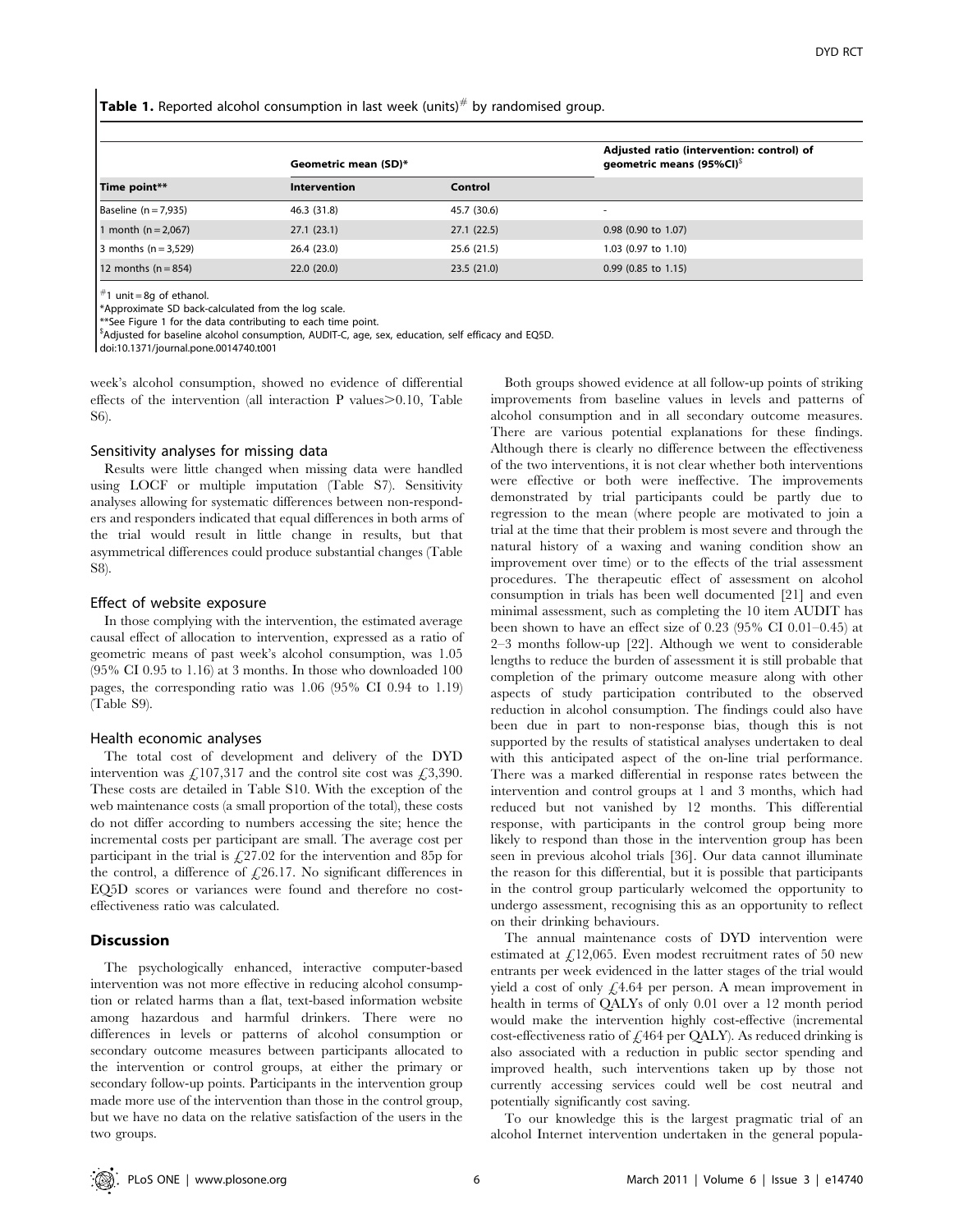**Table 1.** Reported alcohol consumption in last week (units)[#] by randomised group.

| Time point** | Geometric mean (SD)* | | Adjusted ratio (intervention: control) of geometric means (95%CI)[$] |
|---|---|---|---|
| | Intervention | Control | |
| Baseline (n = 7,935) | 46.3 (31.8) | 45.7 (30.6) | - |
| 1 month (n = 2,067) | 27.1 (23.1) | 27.1 (22.5) | 0.98 (0.90 to 1.07) |
| 3 months (n = 3,529) | 26.4 (23.0) | 25.6 (21.5) | 1.03 (0.97 to 1.10) |
| 12 months (n = 854) | 22.0 (20.0) | 23.5 (21.0) | 0.99 (0.85 to 1.15) |

[#]1 unit = 8g of ethanol.
*Approximate SD back-calculated from the log scale.
**See Figure 1 for the data contributing to each time point.
[$]Adjusted for baseline alcohol consumption, AUDIT-C, age, sex, education, self efficacy and EQ5D.
doi:10.1371/journal.pone.0014740.t001

week's alcohol consumption, showed no evidence of differential effects of the intervention (all interaction P values>0.10, Table S6).

### Sensitivity analyses for missing data

Results were little changed when missing data were handled using LOCF or multiple imputation (Table S7). Sensitivity analyses allowing for systematic differences between non-responders and responders indicated that equal differences in both arms of the trial would result in little change in results, but that asymmetrical differences could produce substantial changes (Table S8).

### Effect of website exposure

In those complying with the intervention, the estimated average causal effect of allocation to intervention, expressed as a ratio of geometric means of past week's alcohol consumption, was 1.05 (95% CI 0.95 to 1.16) at 3 months. In those who downloaded 100 pages, the corresponding ratio was 1.06 (95% CI 0.94 to 1.19) (Table S9).

### Health economic analyses

The total cost of development and delivery of the DYD intervention was £107,317 and the control site cost was £3,390. These costs are detailed in Table S10. With the exception of the web maintenance costs (a small proportion of the total), these costs do not differ according to numbers accessing the site; hence the incremental costs per participant are small. The average cost per participant in the trial is £27.02 for the intervention and 85p for the control, a difference of £26.17. No significant differences in EQ5D scores or variances were found and therefore no cost-effectiveness ratio was calculated.

## Discussion

The psychologically enhanced, interactive computer-based intervention was not more effective in reducing alcohol consumption or related harms than a flat, text-based information website among hazardous and harmful drinkers. There were no differences in levels or patterns of alcohol consumption or secondary outcome measures between participants allocated to the intervention or control groups, at either the primary or secondary follow-up points. Participants in the intervention group made more use of the intervention than those in the control group, but we have no data on the relative satisfaction of the users in the two groups.

Both groups showed evidence at all follow-up points of striking improvements from baseline values in levels and patterns of alcohol consumption and in all secondary outcome measures. There are various potential explanations for these findings. Although there is clearly no difference between the effectiveness of the two interventions, it is not clear whether both interventions were effective or both were ineffective. The improvements demonstrated by trial participants could be partly due to regression to the mean (where people are motivated to join a trial at the time that their problem is most severe and through the natural history of a waxing and waning condition show an improvement over time) or to the effects of the trial assessment procedures. The therapeutic effect of assessment on alcohol consumption in trials has been well documented [21] and even minimal assessment, such as completing the 10 item AUDIT has been shown to have an effect size of 0.23 (95% CI 0.01–0.45) at 2–3 months follow-up [22]. Although we went to considerable lengths to reduce the burden of assessment it is still probable that completion of the primary outcome measure along with other aspects of study participation contributed to the observed reduction in alcohol consumption. The findings could also have been due in part to non-response bias, though this is not supported by the results of statistical analyses undertaken to deal with this anticipated aspect of the on-line trial performance. There was a marked differential in response rates between the intervention and control groups at 1 and 3 months, which had reduced but not vanished by 12 months. This differential response, with participants in the control group being more likely to respond than those in the intervention group has been seen in previous alcohol trials [36]. Our data cannot illuminate the reason for this differential, but it is possible that participants in the control group particularly welcomed the opportunity to undergo assessment, recognising this as an opportunity to reflect on their drinking behaviours.

The annual maintenance costs of DYD intervention were estimated at £12,065. Even modest recruitment rates of 50 new entrants per week evidenced in the latter stages of the trial would yield a cost of only £4.64 per person. A mean improvement in health in terms of QALYs of only 0.01 over a 12 month period would make the intervention highly cost-effective (incremental cost-effectiveness ratio of £464 per QALY). As reduced drinking is also associated with a reduction in public sector spending and improved health, such interventions taken up by those not currently accessing services could well be cost neutral and potentially significantly cost saving.

To our knowledge this is the largest pragmatic trial of an alcohol Internet intervention undertaken in the general popula-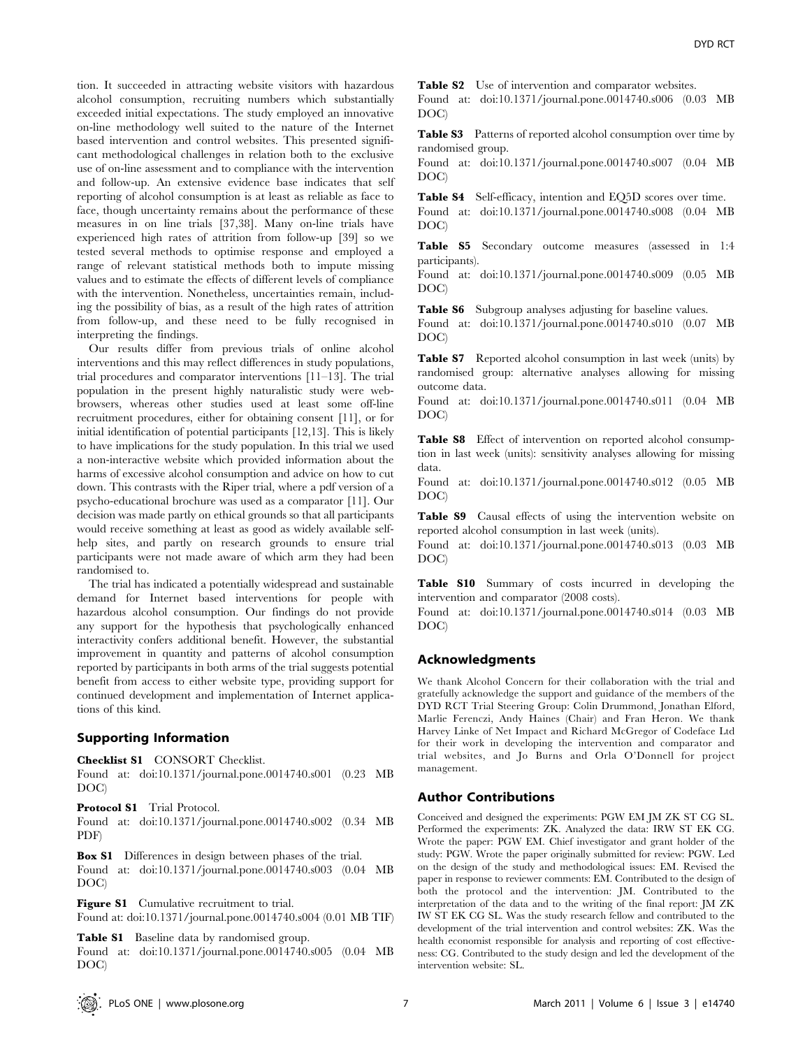tion. It succeeded in attracting website visitors with hazardous alcohol consumption, recruiting numbers which substantially exceeded initial expectations. The study employed an innovative on-line methodology well suited to the nature of the Internet based intervention and control websites. This presented significant methodological challenges in relation both to the exclusive use of on-line assessment and to compliance with the intervention and follow-up. An extensive evidence base indicates that self reporting of alcohol consumption is at least as reliable as face to face, though uncertainty remains about the performance of these measures in on line trials [37,38]. Many on-line trials have experienced high rates of attrition from follow-up [39] so we tested several methods to optimise response and employed a range of relevant statistical methods both to impute missing values and to estimate the effects of different levels of compliance with the intervention. Nonetheless, uncertainties remain, including the possibility of bias, as a result of the high rates of attrition from follow-up, and these need to be fully recognised in interpreting the findings.

Our results differ from previous trials of online alcohol interventions and this may reflect differences in study populations, trial procedures and comparator interventions [11–13]. The trial population in the present highly naturalistic study were web-browsers, whereas other studies used at least some off-line recruitment procedures, either for obtaining consent [11], or for initial identification of potential participants [12,13]. This is likely to have implications for the study population. In this trial we used a non-interactive website which provided information about the harms of excessive alcohol consumption and advice on how to cut down. This contrasts with the Riper trial, where a pdf version of a psycho-educational brochure was used as a comparator [11]. Our decision was made partly on ethical grounds so that all participants would receive something at least as good as widely available self-help sites, and partly on research grounds to ensure trial participants were not made aware of which arm they had been randomised to.

The trial has indicated a potentially widespread and sustainable demand for Internet based interventions for people with hazardous alcohol consumption. Our findings do not provide any support for the hypothesis that psychologically enhanced interactivity confers additional benefit. However, the substantial improvement in quantity and patterns of alcohol consumption reported by participants in both arms of the trial suggests potential benefit from access to either website type, providing support for continued development and implementation of Internet applications of this kind.

## Supporting Information

**Checklist S1** CONSORT Checklist.
Found at: doi:10.1371/journal.pone.0014740.s001 (0.23 MB DOC)

**Protocol S1** Trial Protocol.
Found at: doi:10.1371/journal.pone.0014740.s002 (0.34 MB PDF)

**Box S1** Differences in design between phases of the trial.
Found at: doi:10.1371/journal.pone.0014740.s003 (0.04 MB DOC)

**Figure S1** Cumulative recruitment to trial.
Found at: doi:10.1371/journal.pone.0014740.s004 (0.01 MB TIF)

**Table S1** Baseline data by randomised group.
Found at: doi:10.1371/journal.pone.0014740.s005 (0.04 MB DOC)

**Table S2** Use of intervention and comparator websites.
Found at: doi:10.1371/journal.pone.0014740.s006 (0.03 MB DOC)

**Table S3** Patterns of reported alcohol consumption over time by randomised group.
Found at: doi:10.1371/journal.pone.0014740.s007 (0.04 MB DOC)

**Table S4** Self-efficacy, intention and EQ5D scores over time.
Found at: doi:10.1371/journal.pone.0014740.s008 (0.04 MB DOC)

**Table S5** Secondary outcome measures (assessed in 1:4 participants).
Found at: doi:10.1371/journal.pone.0014740.s009 (0.05 MB DOC)

**Table S6** Subgroup analyses adjusting for baseline values.
Found at: doi:10.1371/journal.pone.0014740.s010 (0.07 MB DOC)

**Table S7** Reported alcohol consumption in last week (units) by randomised group: alternative analyses allowing for missing outcome data.
Found at: doi:10.1371/journal.pone.0014740.s011 (0.04 MB DOC)

**Table S8** Effect of intervention on reported alcohol consumption in last week (units): sensitivity analyses allowing for missing data.
Found at: doi:10.1371/journal.pone.0014740.s012 (0.05 MB DOC)

**Table S9** Causal effects of using the intervention website on reported alcohol consumption in last week (units).
Found at: doi:10.1371/journal.pone.0014740.s013 (0.03 MB DOC)

**Table S10** Summary of costs incurred in developing the intervention and comparator (2008 costs).
Found at: doi:10.1371/journal.pone.0014740.s014 (0.03 MB DOC)

## Acknowledgments

We thank Alcohol Concern for their collaboration with the trial and gratefully acknowledge the support and guidance of the members of the DYD RCT Trial Steering Group: Colin Drummond, Jonathan Elford, Marlie Ferenczi, Andy Haines (Chair) and Fran Heron. We thank Harvey Linke of Net Impact and Richard McGregor of Codeface Ltd for their work in developing the intervention and comparator and trial websites, and Jo Burns and Orla O'Donnell for project management.

## Author Contributions

Conceived and designed the experiments: PGW EM JM ZK ST CG SL. Performed the experiments: ZK. Analyzed the data: IRW ST EK CG. Wrote the paper: PGW EM. Chief investigator and grant holder of the study: PGW. Wrote the paper originally submitted for review: PGW. Led on the design of the study and methodological issues: EM. Revised the paper in response to reviewer comments: EM. Contributed to the design of both the protocol and the intervention: JM. Contributed to the interpretation of the data and to the writing of the final report: JM ZK IW ST EK CG SL. Was the study research fellow and contributed to the development of the trial intervention and control websites: ZK. Was the health economist responsible for analysis and reporting of cost effectiveness: CG. Contributed to the study design and led the development of the intervention website: SL.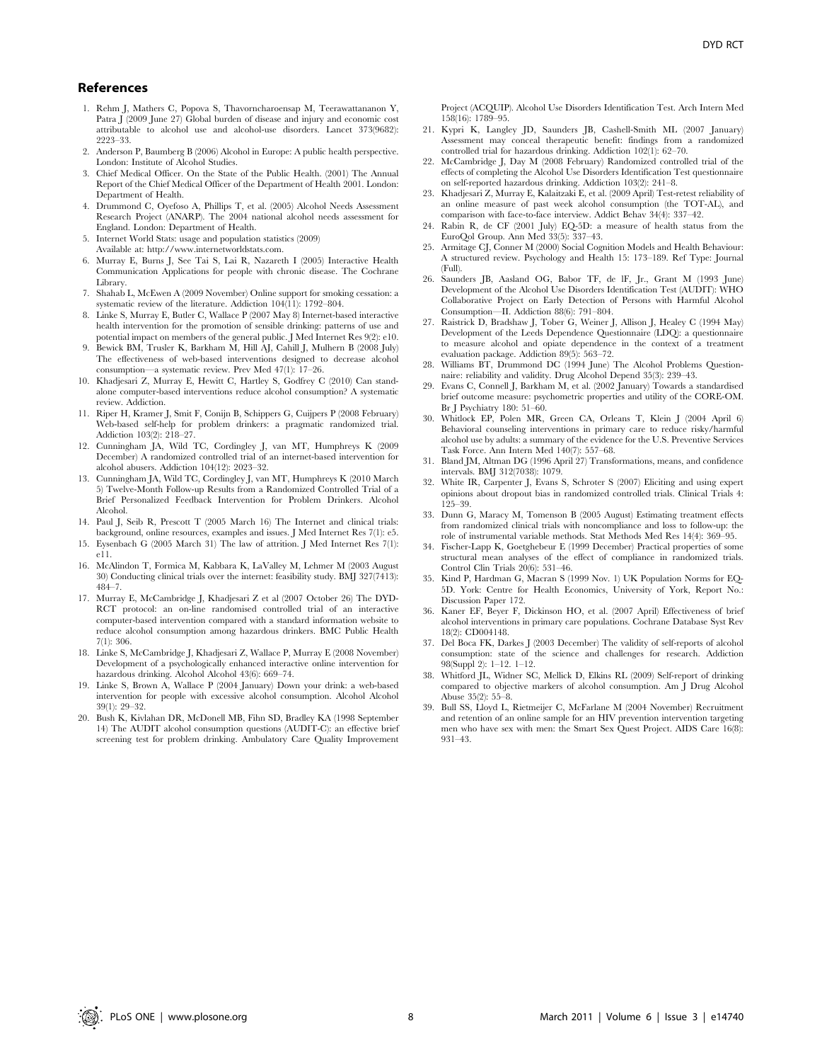## References

1. Rehm J, Mathers C, Popova S, Thavorncharoensap M, Teerawattananon Y, Patra J (2009 June 27) Global burden of disease and injury and economic cost attributable to alcohol use and alcohol-use disorders. Lancet 373(9682): 2223–33.
2. Anderson P, Baumberg B (2006) Alcohol in Europe: A public health perspective. London: Institute of Alcohol Studies.
3. Chief Medical Officer. On the State of the Public Health. (2001) The Annual Report of the Chief Medical Officer of the Department of Health 2001. London: Department of Health.
4. Drummond C, Oyefoso A, Phillips T, et al. (2005) Alcohol Needs Assessment Research Project (ANARP). The 2004 national alcohol needs assessment for England. London: Department of Health.
5. Internet World Stats: usage and population statistics (2009) Available at: http://www.internetworldstats.com.
6. Murray E, Burns J, See Tai S, Lai R, Nazareth I (2005) Interactive Health Communication Applications for people with chronic disease. The Cochrane Library.
7. Shahab L, McEwen A (2009 November) Online support for smoking cessation: a systematic review of the literature. Addiction 104(11): 1792–804.
8. Linke S, Murray E, Butler C, Wallace P (2007 May 8) Internet-based interactive health intervention for the promotion of sensible drinking: patterns of use and potential impact on members of the general public. J Med Internet Res 9(2): e10.
9. Bewick BM, Trusler K, Barkham M, Hill AJ, Cahill J, Mulhern B (2008 July) The effectiveness of web-based interventions designed to decrease alcohol consumption—a systematic review. Prev Med 47(1): 17–26.
10. Khadjesari Z, Murray E, Hewitt C, Hartley S, Godfrey C (2010) Can stand-alone computer-based interventions reduce alcohol consumption? A systematic review. Addiction.
11. Riper H, Kramer J, Smit F, Conijn B, Schippers G, Cuijpers P (2008 February) Web-based self-help for problem drinkers: a pragmatic randomized trial. Addiction 103(2): 218–27.
12. Cunningham JA, Wild TC, Cordingley J, van MT, Humphreys K (2009 December) A randomized controlled trial of an internet-based intervention for alcohol abusers. Addiction 104(12): 2023–32.
13. Cunningham JA, Wild TC, Cordingley J, van MT, Humphreys K (2010 March 5) Twelve-Month Follow-up Results from a Randomized Controlled Trial of a Brief Personalized Feedback Intervention for Problem Drinkers. Alcohol Alcohol.
14. Paul J, Seib R, Prescott T (2005 March 16) The Internet and clinical trials: background, online resources, examples and issues. J Med Internet Res 7(1): e5.
15. Eysenbach G (2005 March 31) The law of attrition. J Med Internet Res 7(1): e11.
16. McAlindon T, Formica M, Kabbara K, LaValley M, Lehmer M (2003 August 30) Conducting clinical trials over the internet: feasibility study. BMJ 327(7413): 484–7.
17. Murray E, McCambridge J, Khadjesari Z et al (2007 October 26) The DYD-RCT protocol: an on-line randomised controlled trial of an interactive computer-based intervention compared with a standard information website to reduce alcohol consumption among hazardous drinkers. BMC Public Health 7(1): 306.
18. Linke S, McCambridge J, Khadjesari Z, Wallace P, Murray E (2008 November) Development of a psychologically enhanced interactive online intervention for hazardous drinking. Alcohol Alcohol 43(6): 669–74.
19. Linke S, Brown A, Wallace P (2004 January) Down your drink: a web-based intervention for people with excessive alcohol consumption. Alcohol Alcohol 39(1): 29–32.
20. Bush K, Kivlahan DR, McDonell MB, Fihn SD, Bradley KA (1998 September 14) The AUDIT alcohol consumption questions (AUDIT-C): an effective brief screening test for problem drinking. Ambulatory Care Quality Improvement Project (ACQUIP). Alcohol Use Disorders Identification Test. Arch Intern Med 158(16): 1789–95.
21. Kypri K, Langley JD, Saunders JB, Cashell-Smith ML (2007 January) Assessment may conceal therapeutic benefit: findings from a randomized controlled trial for hazardous drinking. Addiction 102(1): 62–70.
22. McCambridge J, Day M (2008 February) Randomized controlled trial of the effects of completing the Alcohol Use Disorders Identification Test questionnaire on self-reported hazardous drinking. Addiction 103(2): 241–8.
23. Khadjesari Z, Murray E, Kalaitzaki E, et al. (2009 April) Test-retest reliability of an online measure of past week alcohol consumption (the TOT-AL), and comparison with face-to-face interview. Addict Behav 34(4): 337–42.
24. Rabin R, de CF (2001 July) EQ-5D: a measure of health status from the EuroQol Group. Ann Med 33(5): 337–43.
25. Armitage CJ, Conner M (2000) Social Cognition Models and Health Behaviour: A structured review. Psychology and Health 15: 173–189. Ref Type: Journal (Full).
26. Saunders JB, Aasland OG, Babor TF, de lF, Jr., Grant M (1993 June) Development of the Alcohol Use Disorders Identification Test (AUDIT): WHO Collaborative Project on Early Detection of Persons with Harmful Alcohol Consumption—II. Addiction 88(6): 791–804.
27. Raistrick D, Bradshaw J, Tober G, Weiner J, Allison J, Healey C (1994 May) Development of the Leeds Dependence Questionnaire (LDQ): a questionnaire to measure alcohol and opiate dependence in the context of a treatment evaluation package. Addiction 89(5): 563–72.
28. Williams BT, Drummond DC (1994 June) The Alcohol Problems Questionnaire: reliability and validity. Drug Alcohol Depend 35(3): 239–43.
29. Evans C, Connell J, Barkham M, et al. (2002 January) Towards a standardised brief outcome measure: psychometric properties and utility of the CORE-OM. Br J Psychiatry 180: 51–60.
30. Whitlock EP, Polen MR, Green CA, Orleans T, Klein J (2004 April 6) Behavioral counseling interventions in primary care to reduce risky/harmful alcohol use by adults: a summary of the evidence for the U.S. Preventive Services Task Force. Ann Intern Med 140(7): 557–68.
31. Bland JM, Altman DG (1996 April 27) Transformations, means, and confidence intervals. BMJ 312(7038): 1079.
32. White IR, Carpenter J, Evans S, Schroter S (2007) Eliciting and using expert opinions about dropout bias in randomized controlled trials. Clinical Trials 4: 125–39.
33. Dunn G, Maracy M, Tomenson B (2005 August) Estimating treatment effects from randomized clinical trials with noncompliance and loss to follow-up: the role of instrumental variable methods. Stat Methods Med Res 14(4): 369–95.
34. Fischer-Lapp K, Goetghebeur E (1999 December) Practical properties of some structural mean analyses of the effect of compliance in randomized trials. Control Clin Trials 20(6): 531–46.
35. Kind P, Hardman G, Macran S (1999 Nov. 1) UK Population Norms for EQ-5D. York: Centre for Health Economics, University of York, Report No.: Discussion Paper 172.
36. Kaner EF, Beyer F, Dickinson HO, et al. (2007 April) Effectiveness of brief alcohol interventions in primary care populations. Cochrane Database Syst Rev 18(2): CD004148.
37. Del Boca FK, Darkes J (2003 December) The validity of self-reports of alcohol consumption: state of the science and challenges for research. Addiction 98(Suppl 2): 1–12. 1–12.
38. Whitford JL, Widner SC, Mellick D, Elkins RL (2009) Self-report of drinking compared to objective markers of alcohol consumption. Am J Drug Alcohol Abuse 35(2): 55–8.
39. Bull SS, Lloyd L, Rietmeijer C, McFarlane M (2004 November) Recruitment and retention of an online sample for an HIV prevention intervention targeting men who have sex with men: the Smart Sex Quest Project. AIDS Care 16(8): 931–43.